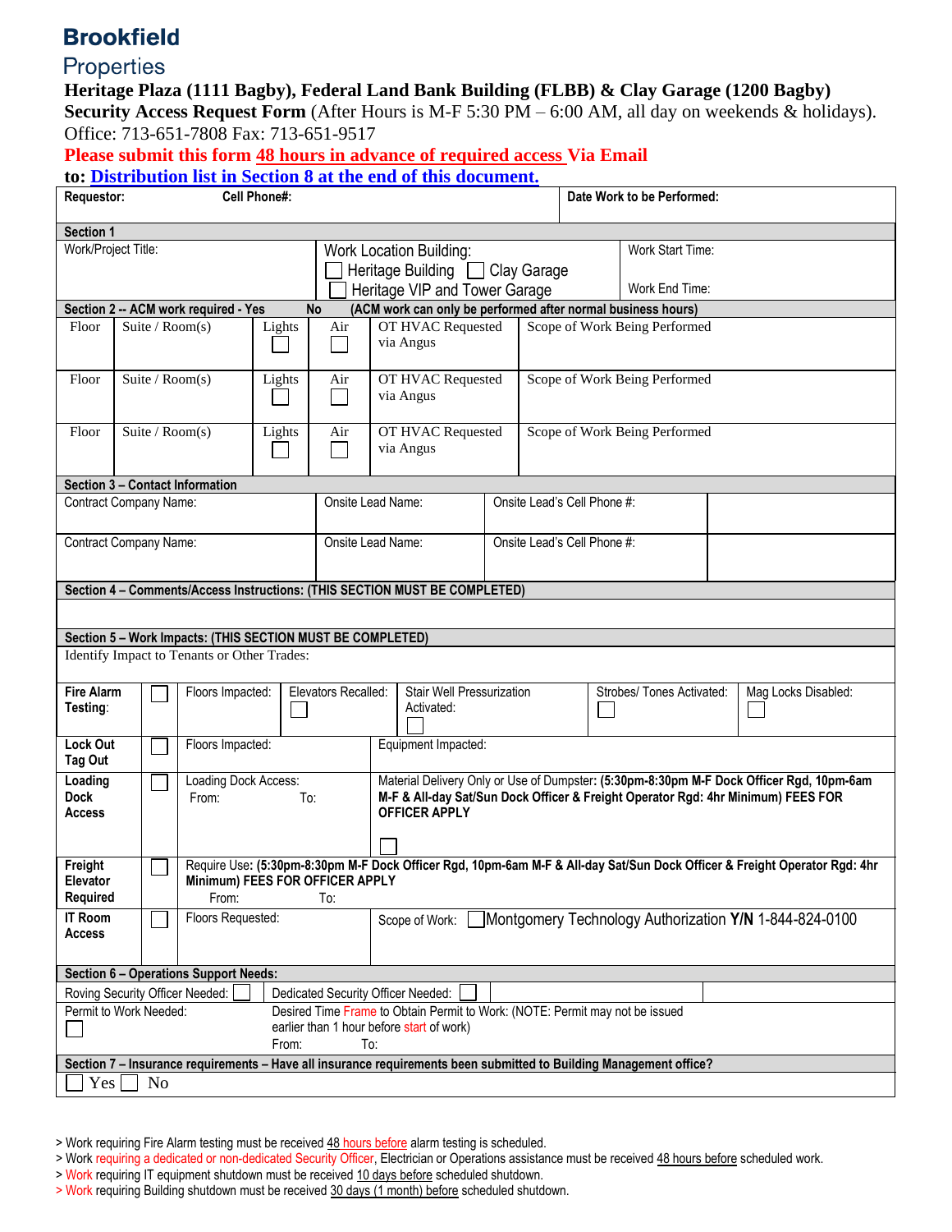**Brookfield**
Properties

**Heritage Plaza (1111 Bagby), Federal Land Bank Building (FLBB) & Clay Garage (1200 Bagby)**
**Security Access Request Form** (After Hours is M-F 5:30 PM – 6:00 AM, all day on weekends & holidays).
Office: 713-651-7808 Fax: 713-651-9517
**Please submit this form 48 hours in advance of required access Via Email**
**to: Distribution list in Section 8 at the end of this document.**

| **Requestor:** | **Cell Phone#:** | **Date Work to be Performed:** |
|---|---|---|

**Section 1**

| Work/Project Title: | Work Location Building: ☐ Heritage Building ☐ Clay Garage ☐ Heritage VIP and Tower Garage | Work Start Time: Work End Time: |
|---|---|---|

**Section 2 -- ACM work required - Yes No (ACM work can only be performed after normal business hours)**

| Floor | Suite / Room(s) | Lights | Air | OT HVAC Requested via Angus | Scope of Work Being Performed |
|---|---|---|---|---|---|
| Floor | Suite / Room(s) | Lights ☐ | Air ☐ | OT HVAC Requested via Angus | Scope of Work Being Performed |
| Floor | Suite / Room(s) | Lights ☐ | Air ☐ | OT HVAC Requested via Angus | Scope of Work Being Performed |
| Floor | Suite / Room(s) | Lights ☐ | Air ☐ | OT HVAC Requested via Angus | Scope of Work Being Performed |

**Section 3 – Contact Information**

| Contract Company Name: | Onsite Lead Name: | Onsite Lead's Cell Phone #: | |
|---|---|---|---|
| Contract Company Name: | Onsite Lead Name: | Onsite Lead's Cell Phone #: | |

**Section 4 – Comments/Access Instructions: (THIS SECTION MUST BE COMPLETED)**

**Section 5 – Work Impacts: (THIS SECTION MUST BE COMPLETED)**

Identify Impact to Tenants or Other Trades:

| | | | | | | |
|---|---|---|---|---|---|---|
| **Fire Alarm Testing**: | ☐ | Floors Impacted: | Elevators Recalled: ☐ | Stair Well Pressurization Activated: ☐ | Strobes/ Tones Activated: ☐ | Mag Locks Disabled: ☐ |
| **Lock Out Tag Out** | ☐ | Floors Impacted: | Equipment Impacted: | | | |
| **Loading Dock Access** | ☐ | Loading Dock Access: From: To: | Material Delivery Only or Use of Dumpster: **(5:30pm-8:30pm M-F Dock Officer Rgd, 10pm-6am M-F & All-day Sat/Sun Dock Officer & Freight Operator Rgd: 4hr Minimum) FEES FOR OFFICER APPLY** ☐ | | | |
| **Freight Elevator Required** | ☐ | Require Use: **(5:30pm-8:30pm M-F Dock Officer Rgd, 10pm-6am M-F & All-day Sat/Sun Dock Officer & Freight Operator Rgd: 4hr Minimum) FEES FOR OFFICER APPLY** From: To: | | | | |
| **IT Room Access** | ☐ | Floors Requested: | Scope of Work: ☐ Montgomery Technology Authorization **Y/N** 1-844-824-0100 | | | |

**Section 6 – Operations Support Needs:**

| Roving Security Officer Needed: ☐ | Dedicated Security Officer Needed: ☐ |
|---|---|
| Permit to Work Needed: ☐ | Desired Time Frame to Obtain Permit to Work: (NOTE: Permit may not be issued earlier than 1 hour before start of work) From: To: |

**Section 7 – Insurance requirements – Have all insurance requirements been submitted to Building Management office?**

☐ Yes ☐ No

> Work requiring Fire Alarm testing must be received 48 hours before alarm testing is scheduled.
> Work requiring a dedicated or non-dedicated Security Officer, Electrician or Operations assistance must be received 48 hours before scheduled work.
> Work requiring IT equipment shutdown must be received 10 days before scheduled shutdown.
> Work requiring Building shutdown must be received 30 days (1 month) before scheduled shutdown.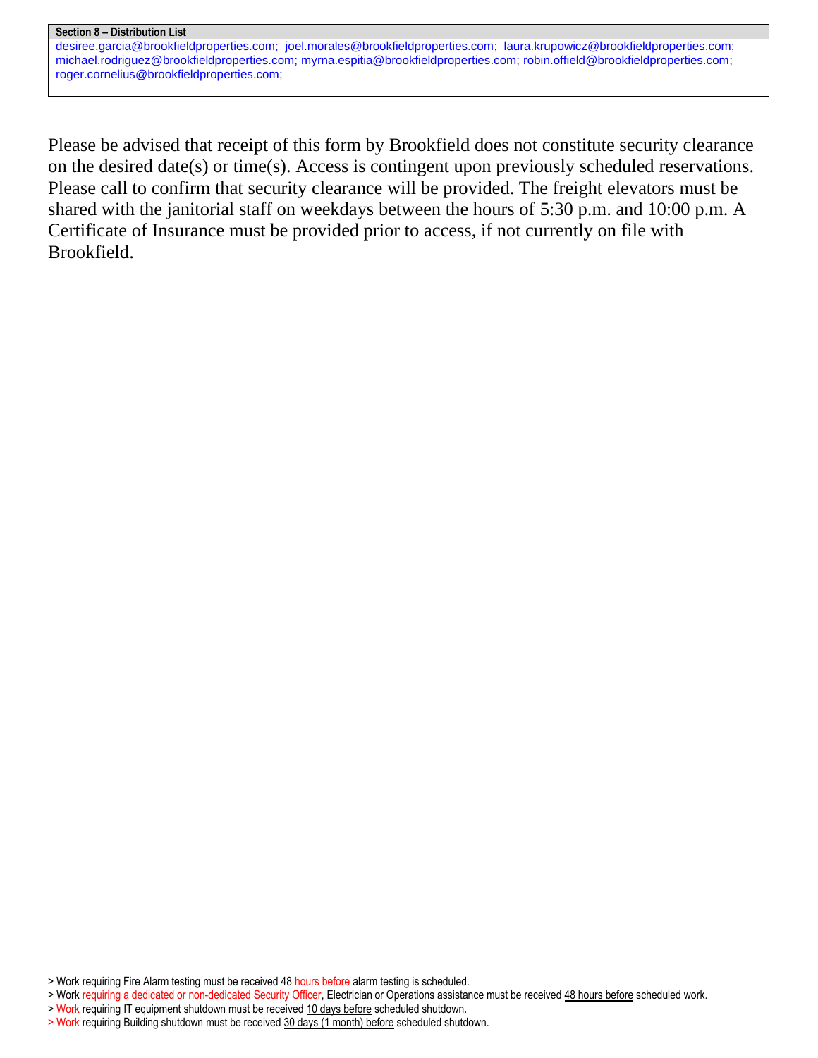| **Section 8 – Distribution List** |
| --- |
| desiree.garcia@brookfieldproperties.com;  joel.morales@brookfieldproperties.com;  laura.krupowicz@brookfieldproperties.com; michael.rodriguez@brookfieldproperties.com; myrna.espitia@brookfieldproperties.com; robin.offield@brookfieldproperties.com; roger.cornelius@brookfieldproperties.com; |

Please be advised that receipt of this form by Brookfield does not constitute security clearance on the desired date(s) or time(s). Access is contingent upon previously scheduled reservations. Please call to confirm that security clearance will be provided. The freight elevators must be shared with the janitorial staff on weekdays between the hours of 5:30 p.m. and 10:00 p.m. A Certificate of Insurance must be provided prior to access, if not currently on file with Brookfield.

> Work requiring Fire Alarm testing must be received 48 hours before alarm testing is scheduled.
> Work requiring a dedicated or non-dedicated Security Officer, Electrician or Operations assistance must be received 48 hours before scheduled work.
> Work requiring IT equipment shutdown must be received 10 days before scheduled shutdown.
> Work requiring Building shutdown must be received 30 days (1 month) before scheduled shutdown.